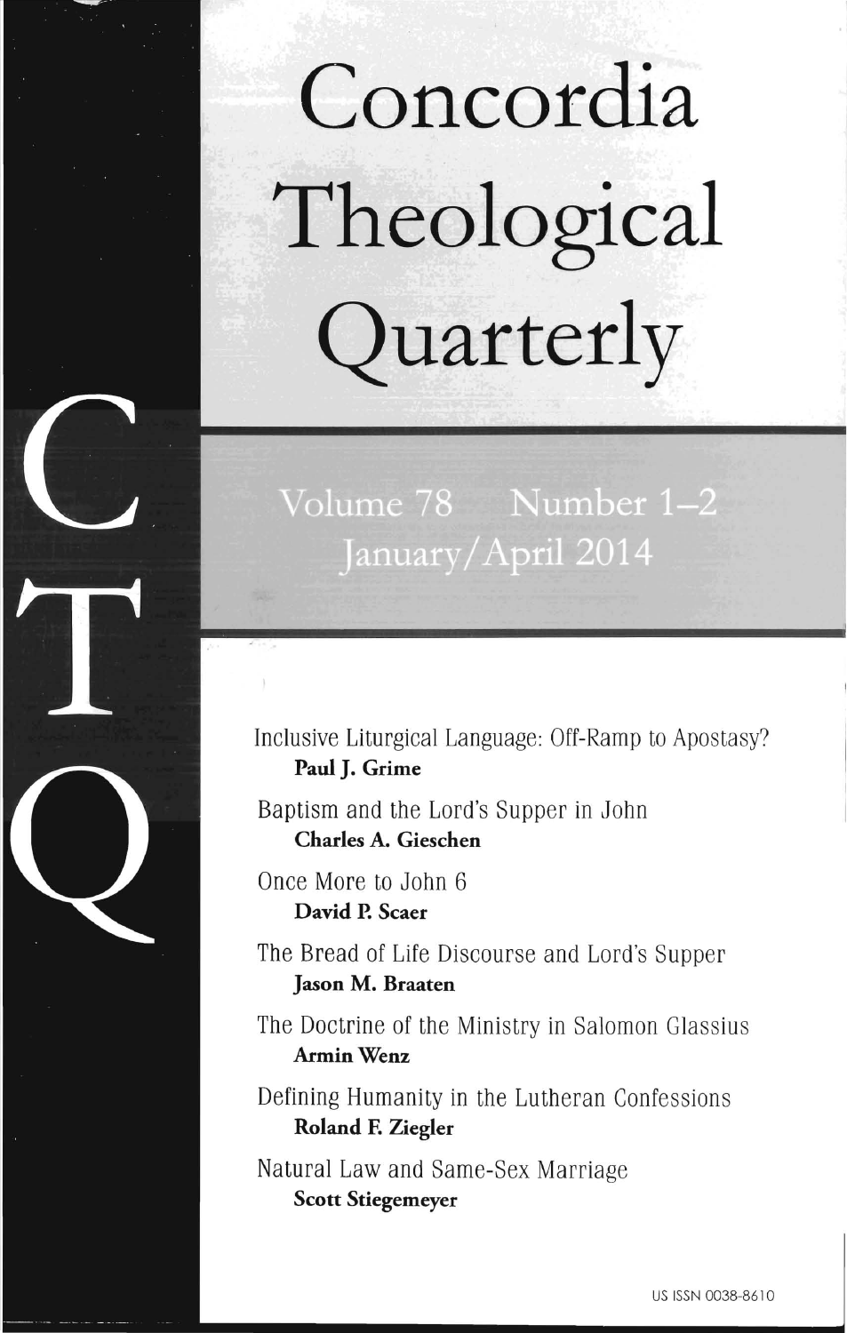# Concordia Theological Quarterly

Volume 78 Number 1–2
January/April 2014

Inclusive Liturgical Language: Off-Ramp to Apostasy?
**Paul J. Grime**

Baptism and the Lord's Supper in John
**Charles A. Gieschen**

Once More to John 6
**David P. Scaer**

The Bread of Life Discourse and Lord's Supper
**Jason M. Braaten**

The Doctrine of the Ministry in Salomon Glassius
**Armin Wenz**

Defining Humanity in the Lutheran Confessions
**Roland F. Ziegler**

Natural Law and Same-Sex Marriage
**Scott Stiegemeyer**

US ISSN 0038-8610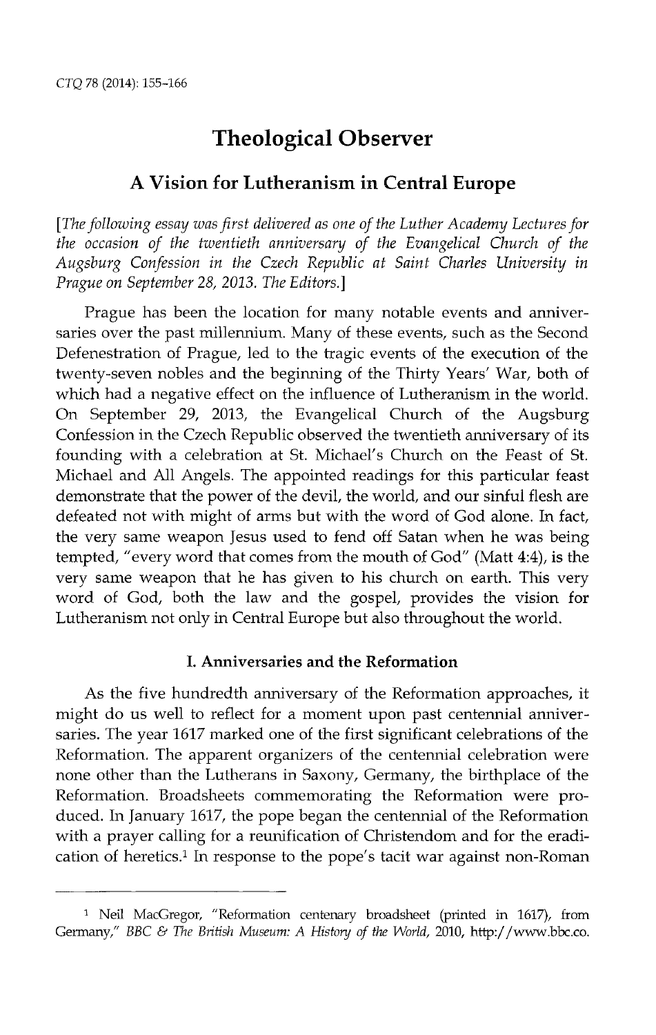# Theological Observer

## A Vision for Lutheranism in Central Europe

*[The following essay was first delivered as one of the Luther Academy Lectures for the occasion of the twentieth anniversary of the Evangelical Church of the Augsburg Confession in the Czech Republic at Saint Charles University in Prague on September 28, 2013. The Editors.]*

Prague has been the location for many notable events and anniversaries over the past millennium. Many of these events, such as the Second Defenestration of Prague, led to the tragic events of the execution of the twenty-seven nobles and the beginning of the Thirty Years' War, both of which had a negative effect on the influence of Lutheranism in the world. On September 29, 2013, the Evangelical Church of the Augsburg Confession in the Czech Republic observed the twentieth anniversary of its founding with a celebration at St. Michael's Church on the Feast of St. Michael and All Angels. The appointed readings for this particular feast demonstrate that the power of the devil, the world, and our sinful flesh are defeated not with might of arms but with the word of God alone. In fact, the very same weapon Jesus used to fend off Satan when he was being tempted, "every word that comes from the mouth of God" (Matt 4:4), is the very same weapon that he has given to his church on earth. This very word of God, both the law and the gospel, provides the vision for Lutheranism not only in Central Europe but also throughout the world.

### I. Anniversaries and the Reformation

As the five hundredth anniversary of the Reformation approaches, it might do us well to reflect for a moment upon past centennial anniversaries. The year 1617 marked one of the first significant celebrations of the Reformation. The apparent organizers of the centennial celebration were none other than the Lutherans in Saxony, Germany, the birthplace of the Reformation. Broadsheets commemorating the Reformation were produced. In January 1617, the pope began the centennial of the Reformation with a prayer calling for a reunification of Christendom and for the eradication of heretics.[1] In response to the pope's tacit war against non-Roman

---

[1] Neil MacGregor, "Reformation centenary broadsheet (printed in 1617), from Germany," *BBC & The British Museum: A History of the World*, 2010, http://www.bbc.co.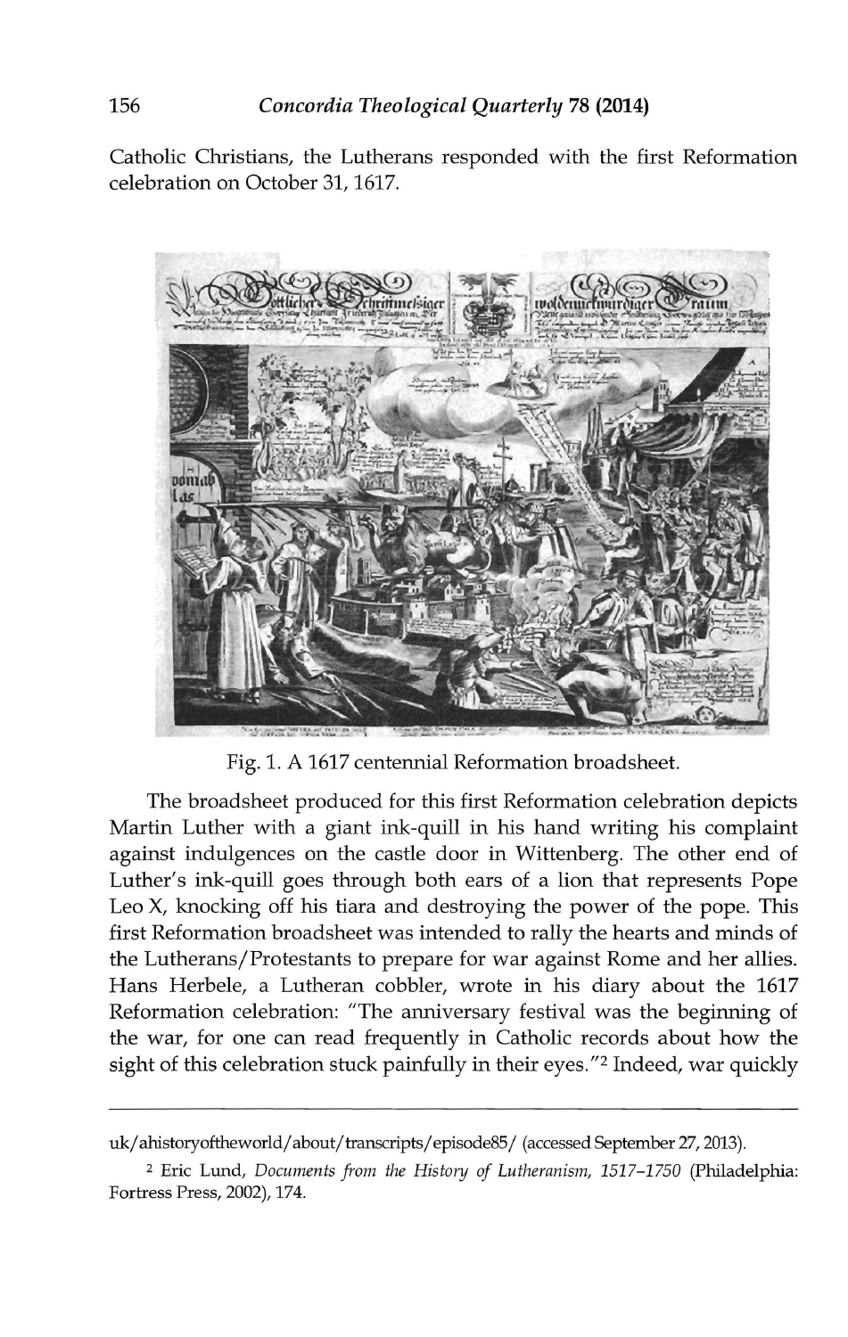Catholic Christians, the Lutherans responded with the first Reformation celebration on October 31, 1617.

Fig. 1. A 1617 centennial Reformation broadsheet.

The broadsheet produced for this first Reformation celebration depicts Martin Luther with a giant ink-quill in his hand writing his complaint against indulgences on the castle door in Wittenberg. The other end of Luther's ink-quill goes through both ears of a lion that represents Pope Leo X, knocking off his tiara and destroying the power of the pope. This first Reformation broadsheet was intended to rally the hearts and minds of the Lutherans/Protestants to prepare for war against Rome and her allies. Hans Herbele, a Lutheran cobbler, wrote in his diary about the 1617 Reformation celebration: "The anniversary festival was the beginning of the war, for one can read frequently in Catholic records about how the sight of this celebration stuck painfully in their eyes."[2] Indeed, war quickly

---

uk/ahistoryoftheworld/about/transcripts/episode85/ (accessed September 27, 2013).

[2] Eric Lund, *Documents from the History of Lutheranism, 1517–1750* (Philadelphia: Fortress Press, 2002), 174.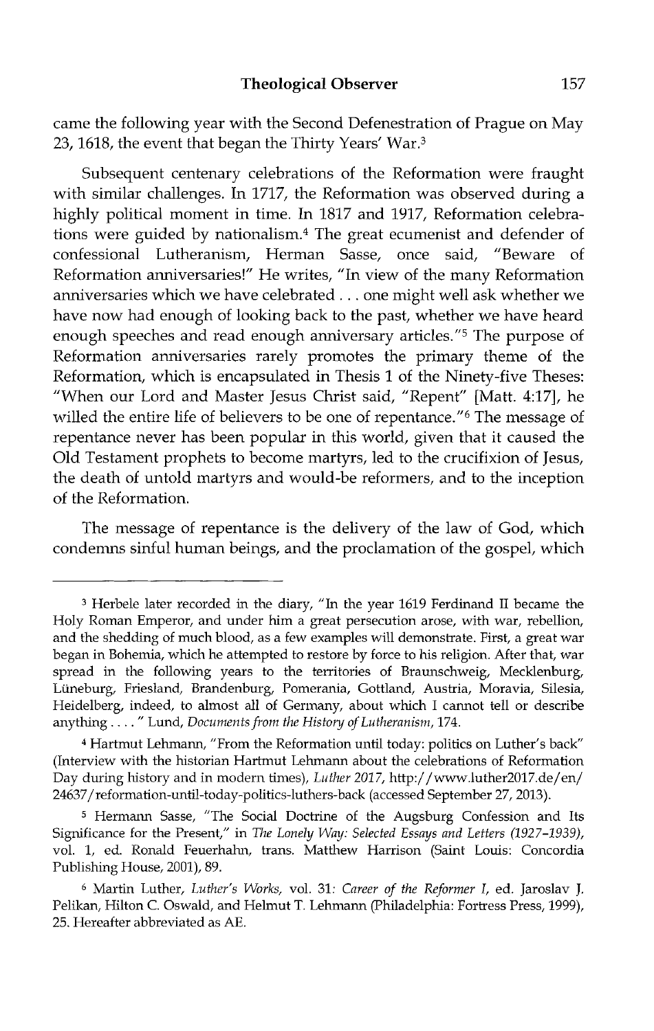came the following year with the Second Defenestration of Prague on May 23, 1618, the event that began the Thirty Years' War.[3]

Subsequent centenary celebrations of the Reformation were fraught with similar challenges. In 1717, the Reformation was observed during a highly political moment in time. In 1817 and 1917, Reformation celebrations were guided by nationalism.[4] The great ecumenist and defender of confessional Lutheranism, Herman Sasse, once said, "Beware of Reformation anniversaries!" He writes, "In view of the many Reformation anniversaries which we have celebrated . . . one might well ask whether we have now had enough of looking back to the past, whether we have heard enough speeches and read enough anniversary articles."[5] The purpose of Reformation anniversaries rarely promotes the primary theme of the Reformation, which is encapsulated in Thesis 1 of the Ninety-five Theses: "When our Lord and Master Jesus Christ said, "Repent" [Matt. 4:17], he willed the entire life of believers to be one of repentance."[6] The message of repentance never has been popular in this world, given that it caused the Old Testament prophets to become martyrs, led to the crucifixion of Jesus, the death of untold martyrs and would-be reformers, and to the inception of the Reformation.

The message of repentance is the delivery of the law of God, which condemns sinful human beings, and the proclamation of the gospel, which

---

[3] Herbele later recorded in the diary, "In the year 1619 Ferdinand II became the Holy Roman Emperor, and under him a great persecution arose, with war, rebellion, and the shedding of much blood, as a few examples will demonstrate. First, a great war began in Bohemia, which he attempted to restore by force to his religion. After that, war spread in the following years to the territories of Braunschweig, Mecklenburg, Lüneburg, Friesland, Brandenburg, Pomerania, Gottland, Austria, Moravia, Silesia, Heidelberg, indeed, to almost all of Germany, about which I cannot tell or describe anything . . . . " Lund, *Documents from the History of Lutheranism*, 174.

[4] Hartmut Lehmann, "From the Reformation until today: politics on Luther's back" (Interview with the historian Hartmut Lehmann about the celebrations of Reformation Day during history and in modern times), *Luther 2017*, http://www.luther2017.de/en/24637/reformation-until-today-politics-luthers-back (accessed September 27, 2013).

[5] Hermann Sasse, "The Social Doctrine of the Augsburg Confession and Its Significance for the Present," in *The Lonely Way: Selected Essays and Letters (1927–1939)*, vol. 1, ed. Ronald Feuerhahn, trans. Matthew Harrison (Saint Louis: Concordia Publishing House, 2001), 89.

[6] Martin Luther, *Luther's Works*, vol. 31: *Career of the Reformer I*, ed. Jaroslav J. Pelikan, Hilton C. Oswald, and Helmut T. Lehmann (Philadelphia: Fortress Press, 1999), 25. Hereafter abbreviated as AE.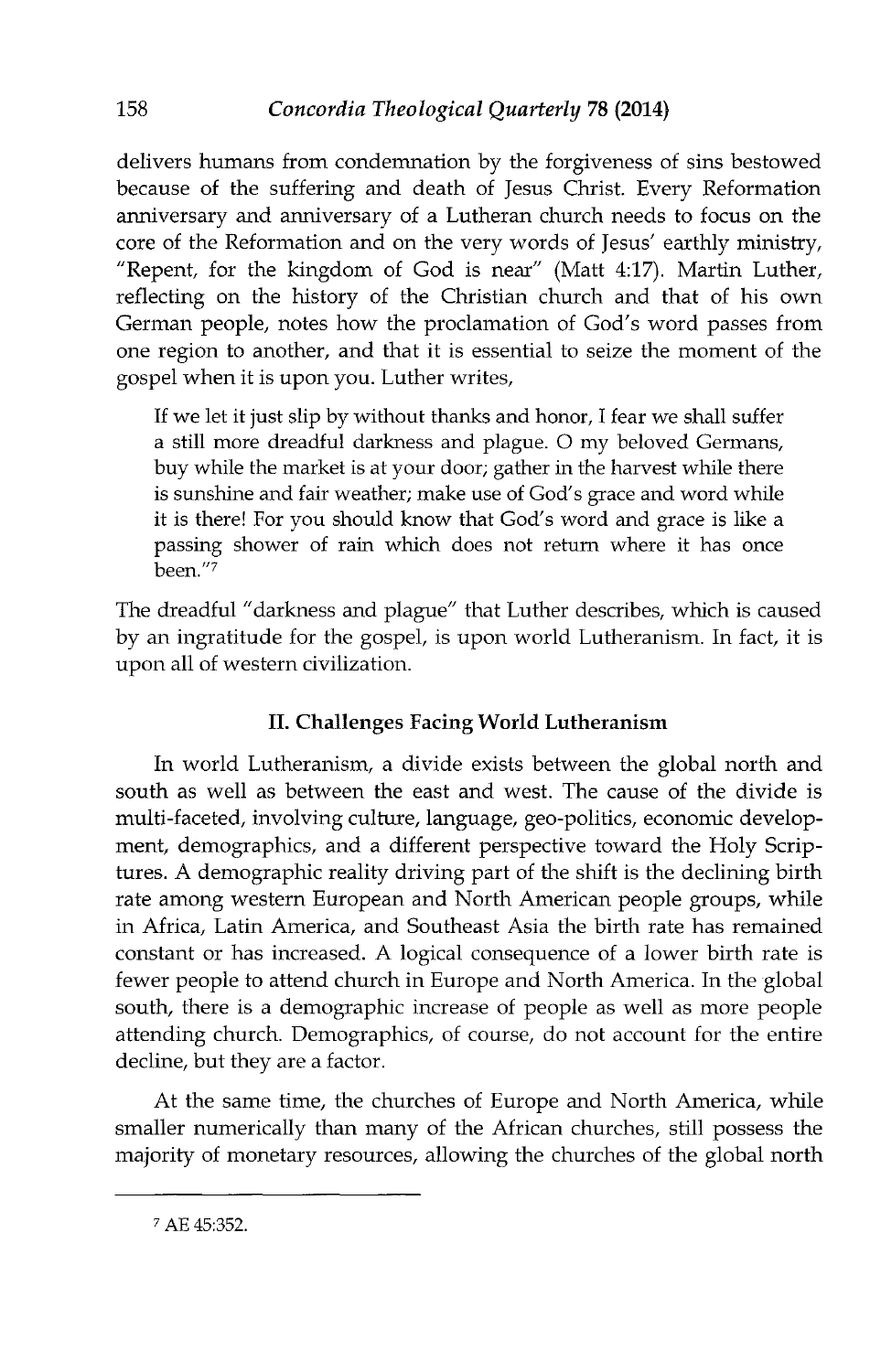delivers humans from condemnation by the forgiveness of sins bestowed because of the suffering and death of Jesus Christ. Every Reformation anniversary and anniversary of a Lutheran church needs to focus on the core of the Reformation and on the very words of Jesus' earthly ministry, "Repent, for the kingdom of God is near" (Matt 4:17). Martin Luther, reflecting on the history of the Christian church and that of his own German people, notes how the proclamation of God's word passes from one region to another, and that it is essential to seize the moment of the gospel when it is upon you. Luther writes,

> If we let it just slip by without thanks and honor, I fear we shall suffer a still more dreadful darkness and plague. O my beloved Germans, buy while the market is at your door; gather in the harvest while there is sunshine and fair weather; make use of God's grace and word while it is there! For you should know that God's word and grace is like a passing shower of rain which does not return where it has once been."[7]

The dreadful "darkness and plague" that Luther describes, which is caused by an ingratitude for the gospel, is upon world Lutheranism. In fact, it is upon all of western civilization.

## II. Challenges Facing World Lutheranism

In world Lutheranism, a divide exists between the global north and south as well as between the east and west. The cause of the divide is multi-faceted, involving culture, language, geo-politics, economic development, demographics, and a different perspective toward the Holy Scriptures. A demographic reality driving part of the shift is the declining birth rate among western European and North American people groups, while in Africa, Latin America, and Southeast Asia the birth rate has remained constant or has increased. A logical consequence of a lower birth rate is fewer people to attend church in Europe and North America. In the global south, there is a demographic increase of people as well as more people attending church. Demographics, of course, do not account for the entire decline, but they are a factor.

At the same time, the churches of Europe and North America, while smaller numerically than many of the African churches, still possess the majority of monetary resources, allowing the churches of the global north

---

[7] AE 45:352.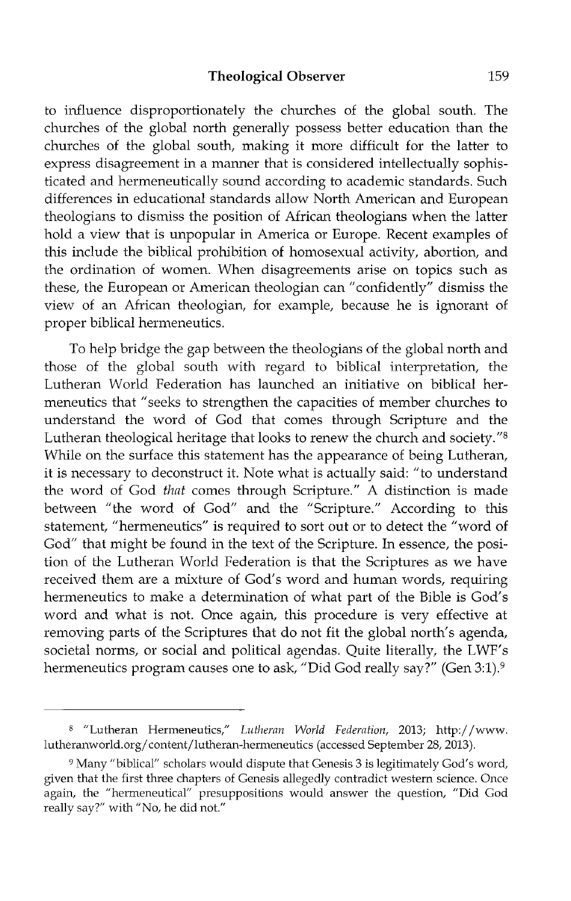to influence disproportionately the churches of the global south. The churches of the global north generally possess better education than the churches of the global south, making it more difficult for the latter to express disagreement in a manner that is considered intellectually sophisticated and hermeneutically sound according to academic standards. Such differences in educational standards allow North American and European theologians to dismiss the position of African theologians when the latter hold a view that is unpopular in America or Europe. Recent examples of this include the biblical prohibition of homosexual activity, abortion, and the ordination of women. When disagreements arise on topics such as these, the European or American theologian can "confidently" dismiss the view of an African theologian, for example, because he is ignorant of proper biblical hermeneutics.

To help bridge the gap between the theologians of the global north and those of the global south with regard to biblical interpretation, the Lutheran World Federation has launched an initiative on biblical hermeneutics that "seeks to strengthen the capacities of member churches to understand the word of God that comes through Scripture and the Lutheran theological heritage that looks to renew the church and society."[8] While on the surface this statement has the appearance of being Lutheran, it is necessary to deconstruct it. Note what is actually said: "to understand the word of God *that* comes through Scripture." A distinction is made between "the word of God" and the "Scripture." According to this statement, "hermeneutics" is required to sort out or to detect the "word of God" that might be found in the text of the Scripture. In essence, the position of the Lutheran World Federation is that the Scriptures as we have received them are a mixture of God's word and human words, requiring hermeneutics to make a determination of what part of the Bible is God's word and what is not. Once again, this procedure is very effective at removing parts of the Scriptures that do not fit the global north's agenda, societal norms, or social and political agendas. Quite literally, the LWF's hermeneutics program causes one to ask, "Did God really say?" (Gen 3:1).[9]

---

[8] "Lutheran Hermeneutics," *Lutheran World Federation*, 2013; http://www.lutheranworld.org/content/lutheran-hermeneutics (accessed September 28, 2013).

[9] Many "biblical" scholars would dispute that Genesis 3 is legitimately God's word, given that the first three chapters of Genesis allegedly contradict western science. Once again, the "hermeneutical" presuppositions would answer the question, "Did God really say?" with "No, he did not."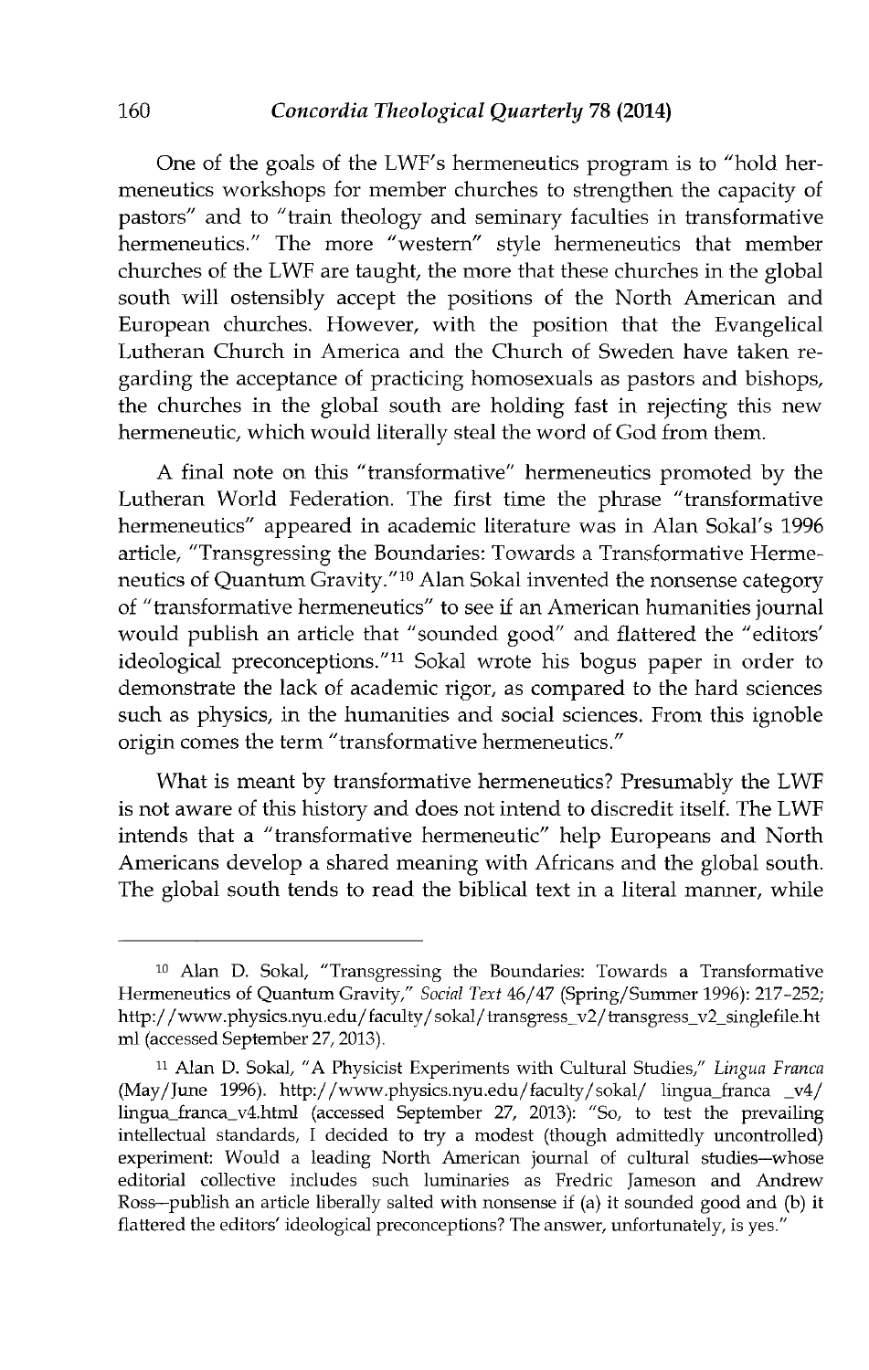One of the goals of the LWF's hermeneutics program is to "hold hermeneutics workshops for member churches to strengthen the capacity of pastors" and to "train theology and seminary faculties in transformative hermeneutics." The more "western" style hermeneutics that member churches of the LWF are taught, the more that these churches in the global south will ostensibly accept the positions of the North American and European churches. However, with the position that the Evangelical Lutheran Church in America and the Church of Sweden have taken regarding the acceptance of practicing homosexuals as pastors and bishops, the churches in the global south are holding fast in rejecting this new hermeneutic, which would literally steal the word of God from them.

A final note on this "transformative" hermeneutics promoted by the Lutheran World Federation. The first time the phrase "transformative hermeneutics" appeared in academic literature was in Alan Sokal's 1996 article, "Transgressing the Boundaries: Towards a Transformative Hermeneutics of Quantum Gravity."[10] Alan Sokal invented the nonsense category of "transformative hermeneutics" to see if an American humanities journal would publish an article that "sounded good" and flattered the "editors' ideological preconceptions."[11] Sokal wrote his bogus paper in order to demonstrate the lack of academic rigor, as compared to the hard sciences such as physics, in the humanities and social sciences. From this ignoble origin comes the term "transformative hermeneutics."

What is meant by transformative hermeneutics? Presumably the LWF is not aware of this history and does not intend to discredit itself. The LWF intends that a "transformative hermeneutic" help Europeans and North Americans develop a shared meaning with Africans and the global south. The global south tends to read the biblical text in a literal manner, while

---

[10] Alan D. Sokal, "Transgressing the Boundaries: Towards a Transformative Hermeneutics of Quantum Gravity," *Social Text* 46/47 (Spring/Summer 1996): 217-252; http://www.physics.nyu.edu/faculty/sokal/transgress_v2/transgress_v2_singlefile.html (accessed September 27, 2013).

[11] Alan D. Sokal, "A Physicist Experiments with Cultural Studies," *Lingua Franca* (May/June 1996). http://www.physics.nyu.edu/faculty/sokal/ lingua_franca _v4/ lingua_franca_v4.html (accessed September 27, 2013): "So, to test the prevailing intellectual standards, I decided to try a modest (though admittedly uncontrolled) experiment: Would a leading North American journal of cultural studies—whose editorial collective includes such luminaries as Fredric Jameson and Andrew Ross—publish an article liberally salted with nonsense if (a) it sounded good and (b) it flattered the editors' ideological preconceptions? The answer, unfortunately, is yes."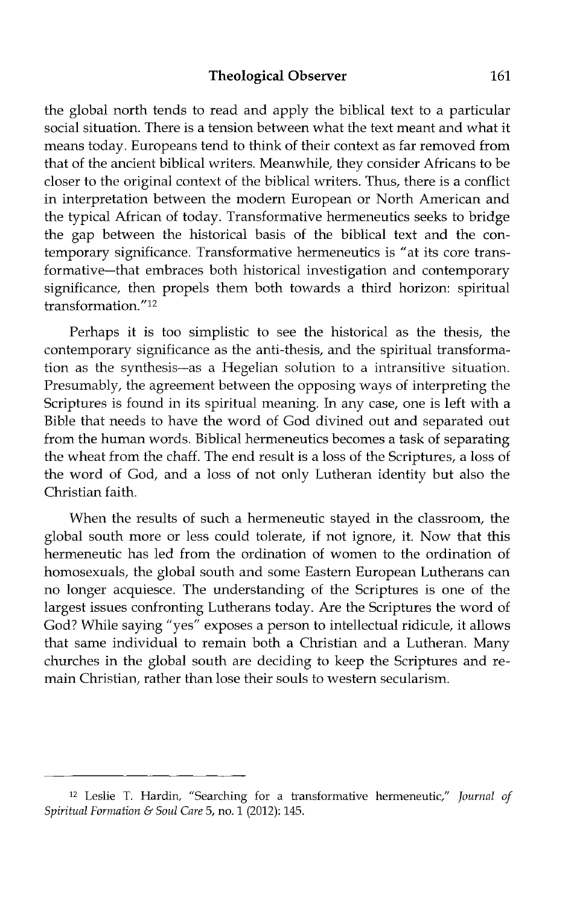the global north tends to read and apply the biblical text to a particular social situation. There is a tension between what the text meant and what it means today. Europeans tend to think of their context as far removed from that of the ancient biblical writers. Meanwhile, they consider Africans to be closer to the original context of the biblical writers. Thus, there is a conflict in interpretation between the modern European or North American and the typical African of today. Transformative hermeneutics seeks to bridge the gap between the historical basis of the biblical text and the contemporary significance. Transformative hermeneutics is "at its core transformative—that embraces both historical investigation and contemporary significance, then propels them both towards a third horizon: spiritual transformation."[12]

Perhaps it is too simplistic to see the historical as the thesis, the contemporary significance as the anti-thesis, and the spiritual transformation as the synthesis—as a Hegelian solution to a intransitive situation. Presumably, the agreement between the opposing ways of interpreting the Scriptures is found in its spiritual meaning. In any case, one is left with a Bible that needs to have the word of God divined out and separated out from the human words. Biblical hermeneutics becomes a task of separating the wheat from the chaff. The end result is a loss of the Scriptures, a loss of the word of God, and a loss of not only Lutheran identity but also the Christian faith.

When the results of such a hermeneutic stayed in the classroom, the global south more or less could tolerate, if not ignore, it. Now that this hermeneutic has led from the ordination of women to the ordination of homosexuals, the global south and some Eastern European Lutherans can no longer acquiesce. The understanding of the Scriptures is one of the largest issues confronting Lutherans today. Are the Scriptures the word of God? While saying "yes" exposes a person to intellectual ridicule, it allows that same individual to remain both a Christian and a Lutheran. Many churches in the global south are deciding to keep the Scriptures and remain Christian, rather than lose their souls to western secularism.

---

[12] Leslie T. Hardin, "Searching for a transformative hermeneutic," *Journal of Spiritual Formation & Soul Care* 5, no. 1 (2012): 145.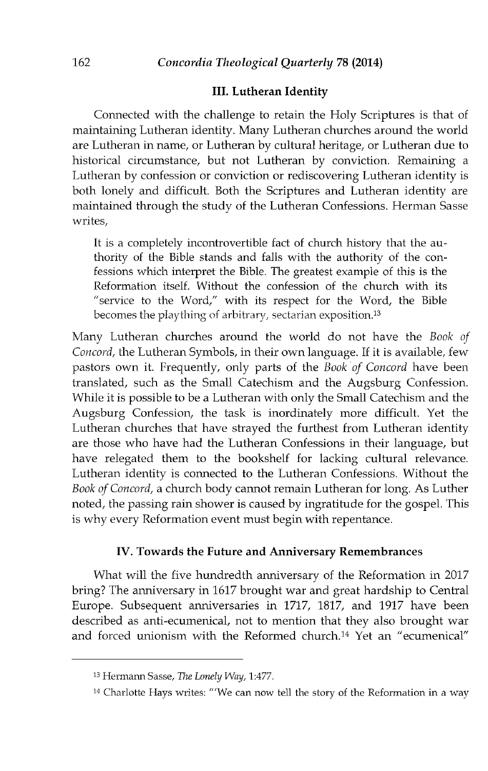## III. Lutheran Identity

Connected with the challenge to retain the Holy Scriptures is that of maintaining Lutheran identity. Many Lutheran churches around the world are Lutheran in name, or Lutheran by cultural heritage, or Lutheran due to historical circumstance, but not Lutheran by conviction. Remaining a Lutheran by confession or conviction or rediscovering Lutheran identity is both lonely and difficult. Both the Scriptures and Lutheran identity are maintained through the study of the Lutheran Confessions. Herman Sasse writes,

> It is a completely incontrovertible fact of church history that the authority of the Bible stands and falls with the authority of the confessions which interpret the Bible. The greatest example of this is the Reformation itself. Without the confession of the church with its "service to the Word," with its respect for the Word, the Bible becomes the plaything of arbitrary, sectarian exposition.[13]

Many Lutheran churches around the world do not have the *Book of Concord*, the Lutheran Symbols, in their own language. If it is available, few pastors own it. Frequently, only parts of the *Book of Concord* have been translated, such as the Small Catechism and the Augsburg Confession. While it is possible to be a Lutheran with only the Small Catechism and the Augsburg Confession, the task is inordinately more difficult. Yet the Lutheran churches that have strayed the furthest from Lutheran identity are those who have had the Lutheran Confessions in their language, but have relegated them to the bookshelf for lacking cultural relevance. Lutheran identity is connected to the Lutheran Confessions. Without the *Book of Concord*, a church body cannot remain Lutheran for long. As Luther noted, the passing rain shower is caused by ingratitude for the gospel. This is why every Reformation event must begin with repentance.

## IV. Towards the Future and Anniversary Remembrances

What will the five hundredth anniversary of the Reformation in 2017 bring? The anniversary in 1617 brought war and great hardship to Central Europe. Subsequent anniversaries in 1717, 1817, and 1917 have been described as anti-ecumenical, not to mention that they also brought war and forced unionism with the Reformed church.[14] Yet an "ecumenical"

---

[13] Hermann Sasse, *The Lonely Way*, 1:477.

[14] Charlotte Hays writes: "'We can now tell the story of the Reformation in a way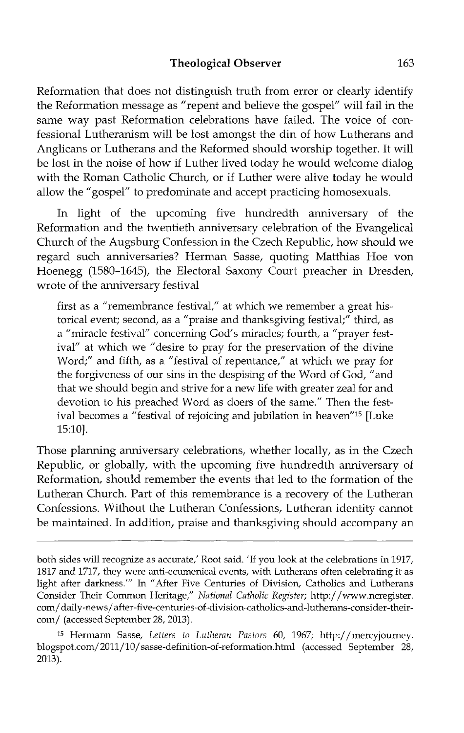Reformation that does not distinguish truth from error or clearly identify the Reformation message as "repent and believe the gospel" will fail in the same way past Reformation celebrations have failed. The voice of confessional Lutheranism will be lost amongst the din of how Lutherans and Anglicans or Lutherans and the Reformed should worship together. It will be lost in the noise of how if Luther lived today he would welcome dialog with the Roman Catholic Church, or if Luther were alive today he would allow the "gospel" to predominate and accept practicing homosexuals.

In light of the upcoming five hundredth anniversary of the Reformation and the twentieth anniversary celebration of the Evangelical Church of the Augsburg Confession in the Czech Republic, how should we regard such anniversaries? Herman Sasse, quoting Matthias Hoe von Hoenegg (1580–1645), the Electoral Saxony Court preacher in Dresden, wrote of the anniversary festival

> first as a "remembrance festival," at which we remember a great historical event; second, as a "praise and thanksgiving festival;" third, as a "miracle festival" concerning God's miracles; fourth, a "prayer festival" at which we "desire to pray for the preservation of the divine Word;" and fifth, as a "festival of repentance," at which we pray for the forgiveness of our sins in the despising of the Word of God, "and that we should begin and strive for a new life with greater zeal for and devotion to his preached Word as doers of the same." Then the festival becomes a "festival of rejoicing and jubilation in heaven"[15] [Luke 15:10].

Those planning anniversary celebrations, whether locally, as in the Czech Republic, or globally, with the upcoming five hundredth anniversary of Reformation, should remember the events that led to the formation of the Lutheran Church. Part of this remembrance is a recovery of the Lutheran Confessions. Without the Lutheran Confessions, Lutheran identity cannot be maintained. In addition, praise and thanksgiving should accompany an

---

both sides will recognize as accurate,' Root said. 'If you look at the celebrations in 1917, 1817 and 1717, they were anti-ecumenical events, with Lutherans often celebrating it as light after darkness.'" In "After Five Centuries of Division, Catholics and Lutherans Consider Their Common Heritage," *National Catholic Register*; http://www.ncregister.com/daily-news/after-five-centuries-of-division-catholics-and-lutherans-consider-their-com/ (accessed September 28, 2013).

[15] Hermann Sasse, *Letters to Lutheran Pastors* 60, 1967; http://mercyjourney.blogspot.com/2011/10/sasse-definition-of-reformation.html (accessed September 28, 2013).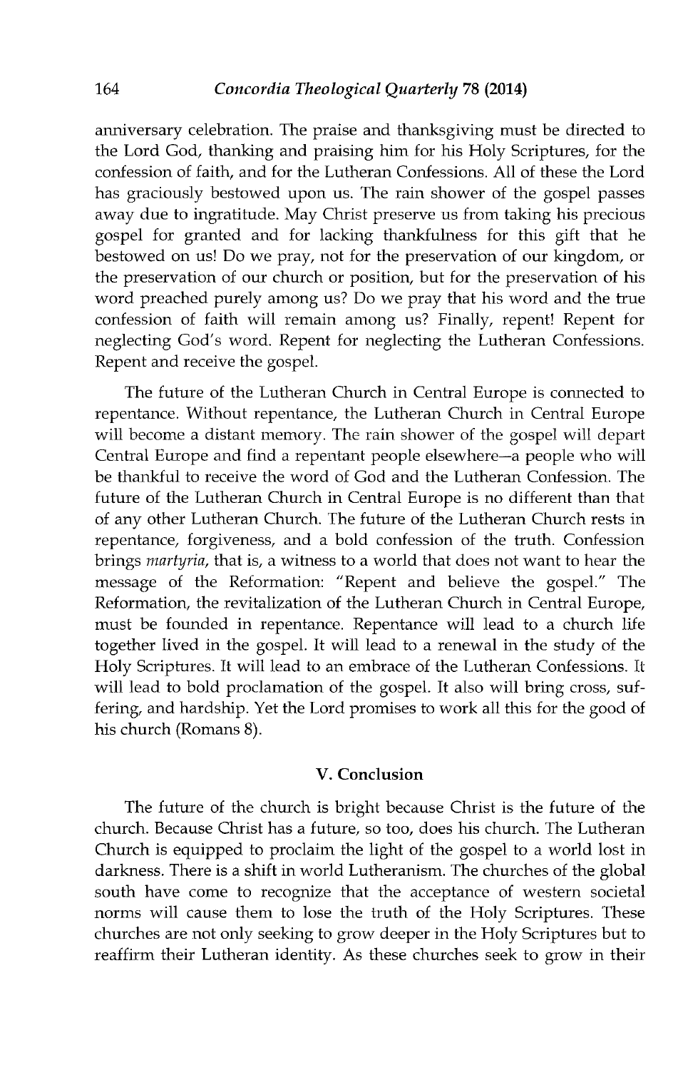anniversary celebration. The praise and thanksgiving must be directed to the Lord God, thanking and praising him for his Holy Scriptures, for the confession of faith, and for the Lutheran Confessions. All of these the Lord has graciously bestowed upon us. The rain shower of the gospel passes away due to ingratitude. May Christ preserve us from taking his precious gospel for granted and for lacking thankfulness for this gift that he bestowed on us! Do we pray, not for the preservation of our kingdom, or the preservation of our church or position, but for the preservation of his word preached purely among us? Do we pray that his word and the true confession of faith will remain among us? Finally, repent! Repent for neglecting God's word. Repent for neglecting the Lutheran Confessions. Repent and receive the gospel.

The future of the Lutheran Church in Central Europe is connected to repentance. Without repentance, the Lutheran Church in Central Europe will become a distant memory. The rain shower of the gospel will depart Central Europe and find a repentant people elsewhere—a people who will be thankful to receive the word of God and the Lutheran Confession. The future of the Lutheran Church in Central Europe is no different than that of any other Lutheran Church. The future of the Lutheran Church rests in repentance, forgiveness, and a bold confession of the truth. Confession brings *martyria*, that is, a witness to a world that does not want to hear the message of the Reformation: "Repent and believe the gospel." The Reformation, the revitalization of the Lutheran Church in Central Europe, must be founded in repentance. Repentance will lead to a church life together lived in the gospel. It will lead to a renewal in the study of the Holy Scriptures. It will lead to an embrace of the Lutheran Confessions. It will lead to bold proclamation of the gospel. It also will bring cross, suffering, and hardship. Yet the Lord promises to work all this for the good of his church (Romans 8).

## V. Conclusion

The future of the church is bright because Christ is the future of the church. Because Christ has a future, so too, does his church. The Lutheran Church is equipped to proclaim the light of the gospel to a world lost in darkness. There is a shift in world Lutheranism. The churches of the global south have come to recognize that the acceptance of western societal norms will cause them to lose the truth of the Holy Scriptures. These churches are not only seeking to grow deeper in the Holy Scriptures but to reaffirm their Lutheran identity. As these churches seek to grow in their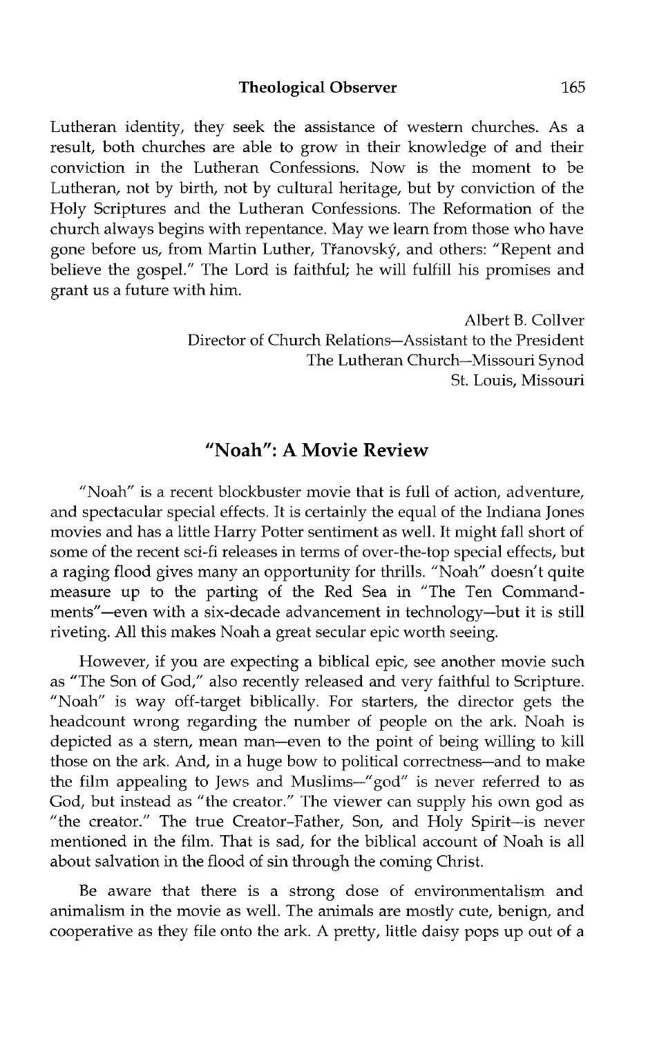Lutheran identity, they seek the assistance of western churches. As a result, both churches are able to grow in their knowledge of and their conviction in the Lutheran Confessions. Now is the moment to be Lutheran, not by birth, not by cultural heritage, but by conviction of the Holy Scriptures and the Lutheran Confessions. The Reformation of the church always begins with repentance. May we learn from those who have gone before us, from Martin Luther, Třanovský, and others: "Repent and believe the gospel." The Lord is faithful; he will fulfill his promises and grant us a future with him.

Albert B. Collver
Director of Church Relations—Assistant to the President
The Lutheran Church—Missouri Synod
St. Louis, Missouri

## "Noah": A Movie Review

"Noah" is a recent blockbuster movie that is full of action, adventure, and spectacular special effects. It is certainly the equal of the Indiana Jones movies and has a little Harry Potter sentiment as well. It might fall short of some of the recent sci-fi releases in terms of over-the-top special effects, but a raging flood gives many an opportunity for thrills. "Noah" doesn't quite measure up to the parting of the Red Sea in "The Ten Commandments"—even with a six-decade advancement in technology—but it is still riveting. All this makes Noah a great secular epic worth seeing.

However, if you are expecting a biblical epic, see another movie such as "The Son of God," also recently released and very faithful to Scripture. "Noah" is way off-target biblically. For starters, the director gets the headcount wrong regarding the number of people on the ark. Noah is depicted as a stern, mean man—even to the point of being willing to kill those on the ark. And, in a huge bow to political correctness—and to make the film appealing to Jews and Muslims—"god" is never referred to as God, but instead as "the creator." The viewer can supply his own god as "the creator." The true Creator–Father, Son, and Holy Spirit—is never mentioned in the film. That is sad, for the biblical account of Noah is all about salvation in the flood of sin through the coming Christ.

Be aware that there is a strong dose of environmentalism and animalism in the movie as well. The animals are mostly cute, benign, and cooperative as they file onto the ark. A pretty, little daisy pops up out of a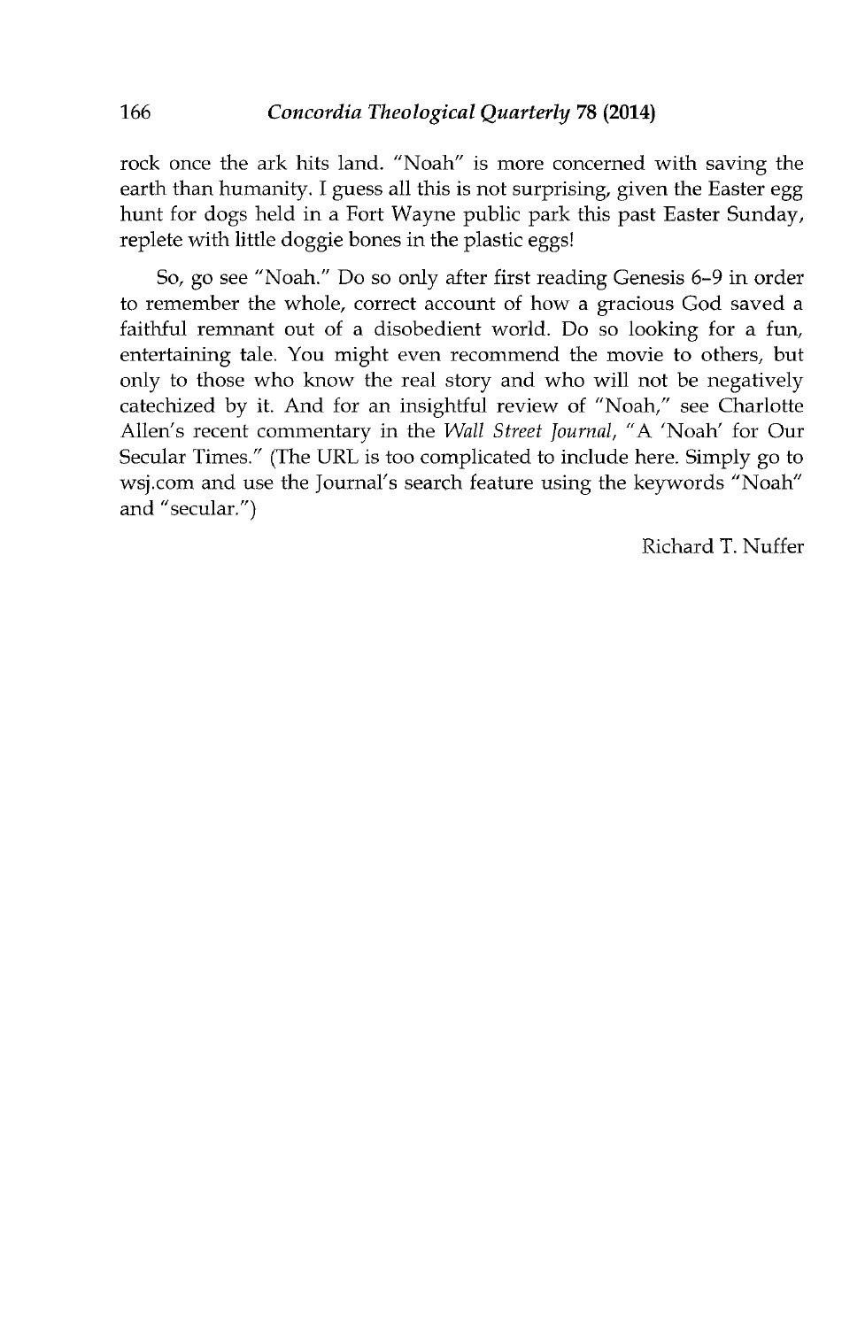rock once the ark hits land. "Noah" is more concerned with saving the earth than humanity. I guess all this is not surprising, given the Easter egg hunt for dogs held in a Fort Wayne public park this past Easter Sunday, replete with little doggie bones in the plastic eggs!

So, go see "Noah." Do so only after first reading Genesis 6–9 in order to remember the whole, correct account of how a gracious God saved a faithful remnant out of a disobedient world. Do so looking for a fun, entertaining tale. You might even recommend the movie to others, but only to those who know the real story and who will not be negatively catechized by it. And for an insightful review of "Noah," see Charlotte Allen's recent commentary in the *Wall Street Journal*, "A 'Noah' for Our Secular Times." (The URL is too complicated to include here. Simply go to wsj.com and use the Journal's search feature using the keywords "Noah" and "secular.")

Richard T. Nuffer